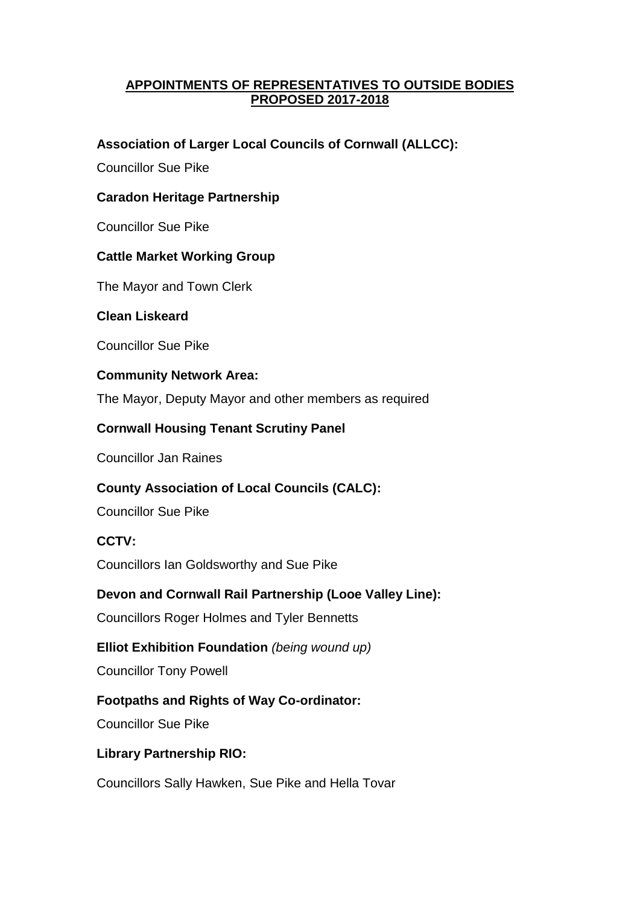# APPOINTMENTS OF REPRESENTATIVES TO OUTSIDE BODIES PROPOSED 2017-2018

**Association of Larger Local Councils of Cornwall (ALLCC):**

Councillor Sue Pike

**Caradon Heritage Partnership**

Councillor Sue Pike

**Cattle Market Working Group**

The Mayor and Town Clerk

**Clean Liskeard**

Councillor Sue Pike

**Community Network Area:**

The Mayor, Deputy Mayor and other members as required

**Cornwall Housing Tenant Scrutiny Panel**

Councillor Jan Raines

**County Association of Local Councils (CALC):**

Councillor Sue Pike

**CCTV:**

Councillors Ian Goldsworthy and Sue Pike

**Devon and Cornwall Rail Partnership (Looe Valley Line):**

Councillors Roger Holmes and Tyler Bennetts

**Elliot Exhibition Foundation** *(being wound up)*

Councillor Tony Powell

**Footpaths and Rights of Way Co-ordinator:**

Councillor Sue Pike

**Library Partnership RIO:**

Councillors Sally Hawken, Sue Pike and Hella Tovar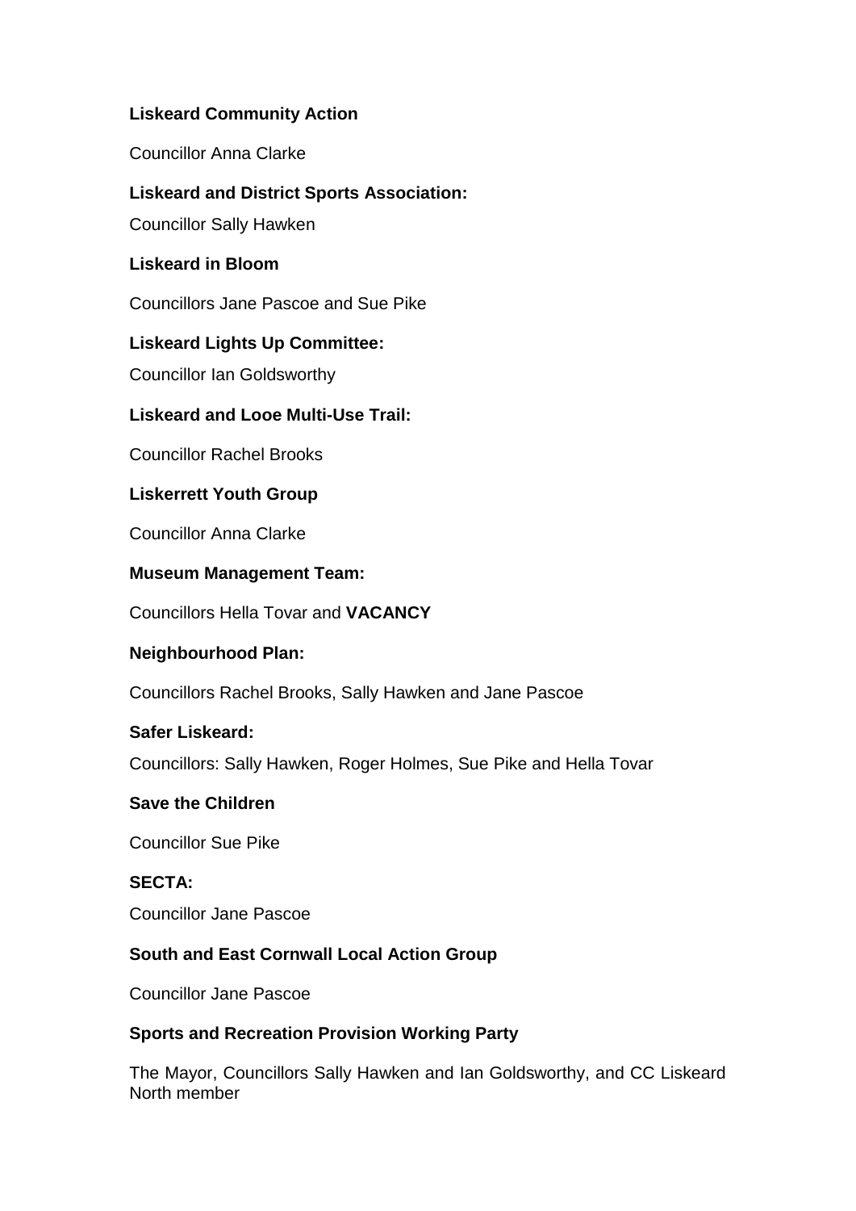**Liskeard Community Action**

Councillor Anna Clarke

**Liskeard and District Sports Association:**

Councillor Sally Hawken

**Liskeard in Bloom**

Councillors Jane Pascoe and Sue Pike

**Liskeard Lights Up Committee:**

Councillor Ian Goldsworthy

**Liskeard and Looe Multi-Use Trail:**

Councillor Rachel Brooks

**Liskerrett Youth Group**

Councillor Anna Clarke

**Museum Management Team:**

Councillors Hella Tovar and **VACANCY**

**Neighbourhood Plan:**

Councillors Rachel Brooks, Sally Hawken and Jane Pascoe

**Safer Liskeard:**

Councillors: Sally Hawken, Roger Holmes, Sue Pike and Hella Tovar

**Save the Children**

Councillor Sue Pike

**SECTA:**

Councillor Jane Pascoe

**South and East Cornwall Local Action Group**

Councillor Jane Pascoe

**Sports and Recreation Provision Working Party**

The Mayor, Councillors Sally Hawken and Ian Goldsworthy, and CC Liskeard North member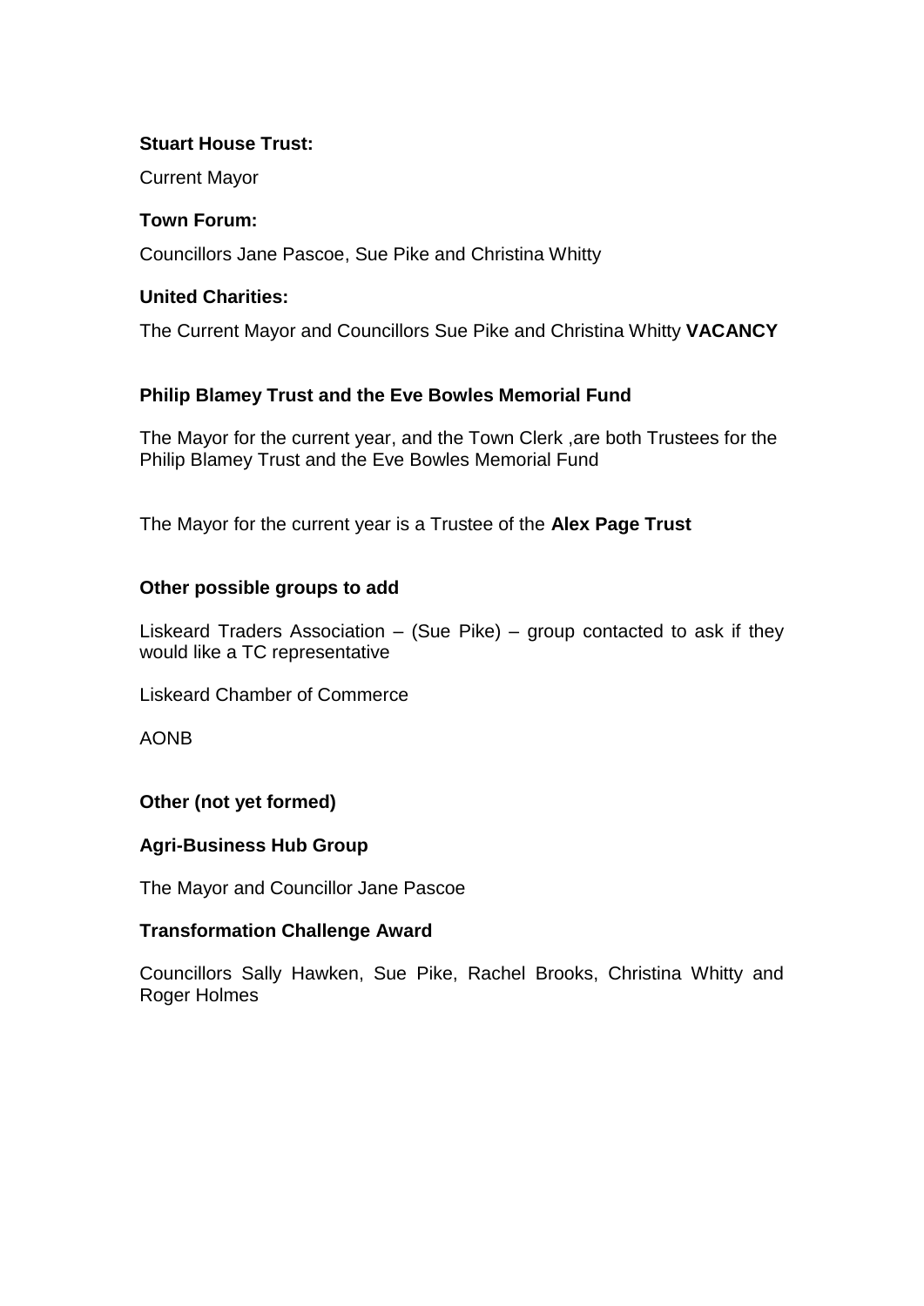**Stuart House Trust:**

Current Mayor

**Town Forum:**

Councillors Jane Pascoe, Sue Pike and Christina Whitty

**United Charities:**

The Current Mayor and Councillors Sue Pike and Christina Whitty **VACANCY**

**Philip Blamey Trust and the Eve Bowles Memorial Fund**

The Mayor for the current year, and the Town Clerk ,are both Trustees for the Philip Blamey Trust and the Eve Bowles Memorial Fund

The Mayor for the current year is a Trustee of the **Alex Page Trust**

**Other possible groups to add**

Liskeard Traders Association – (Sue Pike) – group contacted to ask if they would like a TC representative

Liskeard Chamber of Commerce

AONB

**Other (not yet formed)**

**Agri-Business Hub Group**

The Mayor and Councillor Jane Pascoe

**Transformation Challenge Award**

Councillors Sally Hawken, Sue Pike, Rachel Brooks, Christina Whitty and Roger Holmes